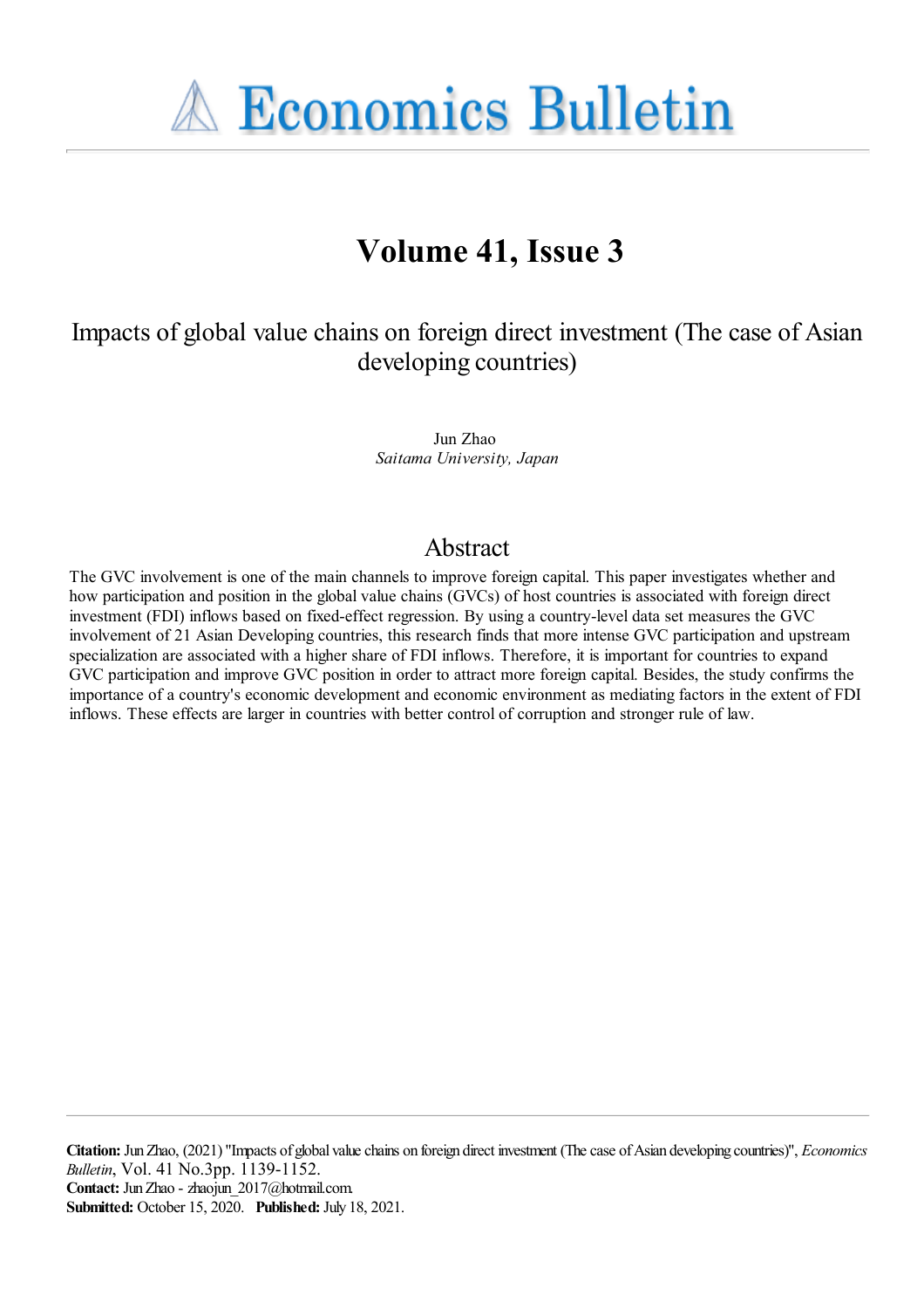# Economics Bulletin

## Volume 41, Issue 3

### Impacts of global value chains on foreign direct investment (The case of Asian developing countries)

Jun Zhao
*Saitama University, Japan*

### Abstract

The GVC involvement is one of the main channels to improve foreign capital. This paper investigates whether and how participation and position in the global value chains (GVCs) of host countries is associated with foreign direct investment (FDI) inflows based on fixed-effect regression. By using a country-level data set measures the GVC involvement of 21 Asian Developing countries, this research finds that more intense GVC participation and upstream specialization are associated with a higher share of FDI inflows. Therefore, it is important for countries to expand GVC participation and improve GVC position in order to attract more foreign capital. Besides, the study confirms the importance of a country's economic development and economic environment as mediating factors in the extent of FDI inflows. These effects are larger in countries with better control of corruption and stronger rule of law.

---

**Citation:** Jun Zhao, (2021) "Impacts of global value chains on foreign direct investment (The case of Asian developing countries)", *Economics Bulletin*, Vol. 41 No.3 pp. 1139-1152.
**Contact:** Jun Zhao - zhaojun_2017@hotmail.com.
**Submitted:** October 15, 2020. **Published:** July 18, 2021.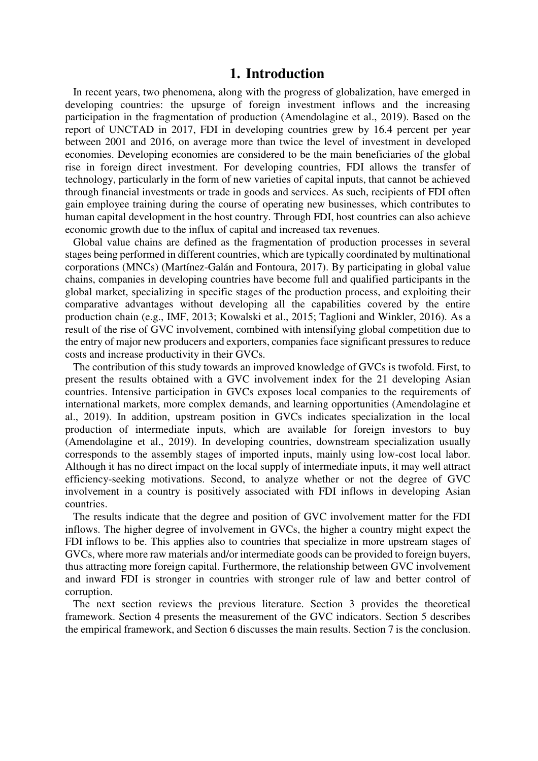# 1. Introduction

In recent years, two phenomena, along with the progress of globalization, have emerged in developing countries: the upsurge of foreign investment inflows and the increasing participation in the fragmentation of production (Amendolagine et al., 2019). Based on the report of UNCTAD in 2017, FDI in developing countries grew by 16.4 percent per year between 2001 and 2016, on average more than twice the level of investment in developed economies. Developing economies are considered to be the main beneficiaries of the global rise in foreign direct investment. For developing countries, FDI allows the transfer of technology, particularly in the form of new varieties of capital inputs, that cannot be achieved through financial investments or trade in goods and services. As such, recipients of FDI often gain employee training during the course of operating new businesses, which contributes to human capital development in the host country. Through FDI, host countries can also achieve economic growth due to the influx of capital and increased tax revenues.

Global value chains are defined as the fragmentation of production processes in several stages being performed in different countries, which are typically coordinated by multinational corporations (MNCs) (Martínez-Galán and Fontoura, 2017). By participating in global value chains, companies in developing countries have become full and qualified participants in the global market, specializing in specific stages of the production process, and exploiting their comparative advantages without developing all the capabilities covered by the entire production chain (e.g., IMF, 2013; Kowalski et al., 2015; Taglioni and Winkler, 2016). As a result of the rise of GVC involvement, combined with intensifying global competition due to the entry of major new producers and exporters, companies face significant pressures to reduce costs and increase productivity in their GVCs.

The contribution of this study towards an improved knowledge of GVCs is twofold. First, to present the results obtained with a GVC involvement index for the 21 developing Asian countries. Intensive participation in GVCs exposes local companies to the requirements of international markets, more complex demands, and learning opportunities (Amendolagine et al., 2019). In addition, upstream position in GVCs indicates specialization in the local production of intermediate inputs, which are available for foreign investors to buy (Amendolagine et al., 2019). In developing countries, downstream specialization usually corresponds to the assembly stages of imported inputs, mainly using low-cost local labor. Although it has no direct impact on the local supply of intermediate inputs, it may well attract efficiency-seeking motivations. Second, to analyze whether or not the degree of GVC involvement in a country is positively associated with FDI inflows in developing Asian countries.

The results indicate that the degree and position of GVC involvement matter for the FDI inflows. The higher degree of involvement in GVCs, the higher a country might expect the FDI inflows to be. This applies also to countries that specialize in more upstream stages of GVCs, where more raw materials and/or intermediate goods can be provided to foreign buyers, thus attracting more foreign capital. Furthermore, the relationship between GVC involvement and inward FDI is stronger in countries with stronger rule of law and better control of corruption.

The next section reviews the previous literature. Section 3 provides the theoretical framework. Section 4 presents the measurement of the GVC indicators. Section 5 describes the empirical framework, and Section 6 discusses the main results. Section 7 is the conclusion.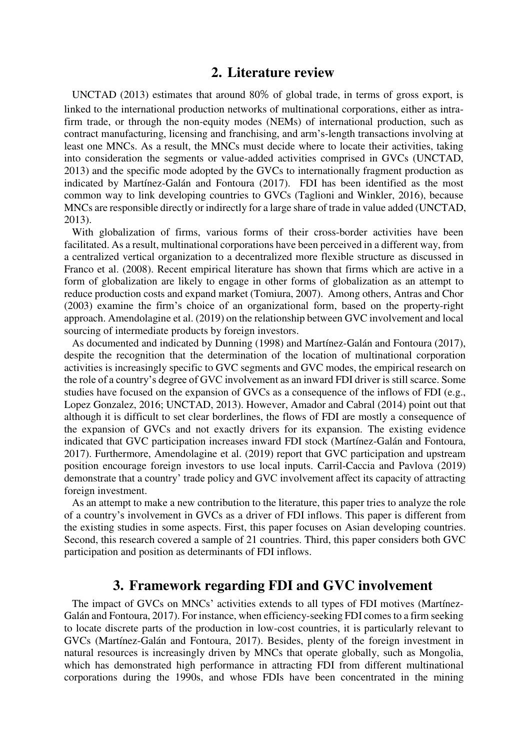## 2. Literature review

UNCTAD (2013) estimates that around 80% of global trade, in terms of gross export, is linked to the international production networks of multinational corporations, either as intra-firm trade, or through the non-equity modes (NEMs) of international production, such as contract manufacturing, licensing and franchising, and arm's-length transactions involving at least one MNCs. As a result, the MNCs must decide where to locate their activities, taking into consideration the segments or value-added activities comprised in GVCs (UNCTAD, 2013) and the specific mode adopted by the GVCs to internationally fragment production as indicated by Martínez-Galán and Fontoura (2017). FDI has been identified as the most common way to link developing countries to GVCs (Taglioni and Winkler, 2016), because MNCs are responsible directly or indirectly for a large share of trade in value added (UNCTAD, 2013).

With globalization of firms, various forms of their cross-border activities have been facilitated. As a result, multinational corporations have been perceived in a different way, from a centralized vertical organization to a decentralized more flexible structure as discussed in Franco et al. (2008). Recent empirical literature has shown that firms which are active in a form of globalization are likely to engage in other forms of globalization as an attempt to reduce production costs and expand market (Tomiura, 2007). Among others, Antras and Chor (2003) examine the firm's choice of an organizational form, based on the property-right approach. Amendolagine et al. (2019) on the relationship between GVC involvement and local sourcing of intermediate products by foreign investors.

As documented and indicated by Dunning (1998) and Martínez-Galán and Fontoura (2017), despite the recognition that the determination of the location of multinational corporation activities is increasingly specific to GVC segments and GVC modes, the empirical research on the role of a country's degree of GVC involvement as an inward FDI driver is still scarce. Some studies have focused on the expansion of GVCs as a consequence of the inflows of FDI (e.g., Lopez Gonzalez, 2016; UNCTAD, 2013). However, Amador and Cabral (2014) point out that although it is difficult to set clear borderlines, the flows of FDI are mostly a consequence of the expansion of GVCs and not exactly drivers for its expansion. The existing evidence indicated that GVC participation increases inward FDI stock (Martínez-Galán and Fontoura, 2017). Furthermore, Amendolagine et al. (2019) report that GVC participation and upstream position encourage foreign investors to use local inputs. Carril-Caccia and Pavlova (2019) demonstrate that a country' trade policy and GVC involvement affect its capacity of attracting foreign investment.

As an attempt to make a new contribution to the literature, this paper tries to analyze the role of a country's involvement in GVCs as a driver of FDI inflows. This paper is different from the existing studies in some aspects. First, this paper focuses on Asian developing countries. Second, this research covered a sample of 21 countries. Third, this paper considers both GVC participation and position as determinants of FDI inflows.

## 3. Framework regarding FDI and GVC involvement

The impact of GVCs on MNCs' activities extends to all types of FDI motives (Martínez-Galán and Fontoura, 2017). For instance, when efficiency-seeking FDI comes to a firm seeking to locate discrete parts of the production in low-cost countries, it is particularly relevant to GVCs (Martínez-Galán and Fontoura, 2017). Besides, plenty of the foreign investment in natural resources is increasingly driven by MNCs that operate globally, such as Mongolia, which has demonstrated high performance in attracting FDI from different multinational corporations during the 1990s, and whose FDIs have been concentrated in the mining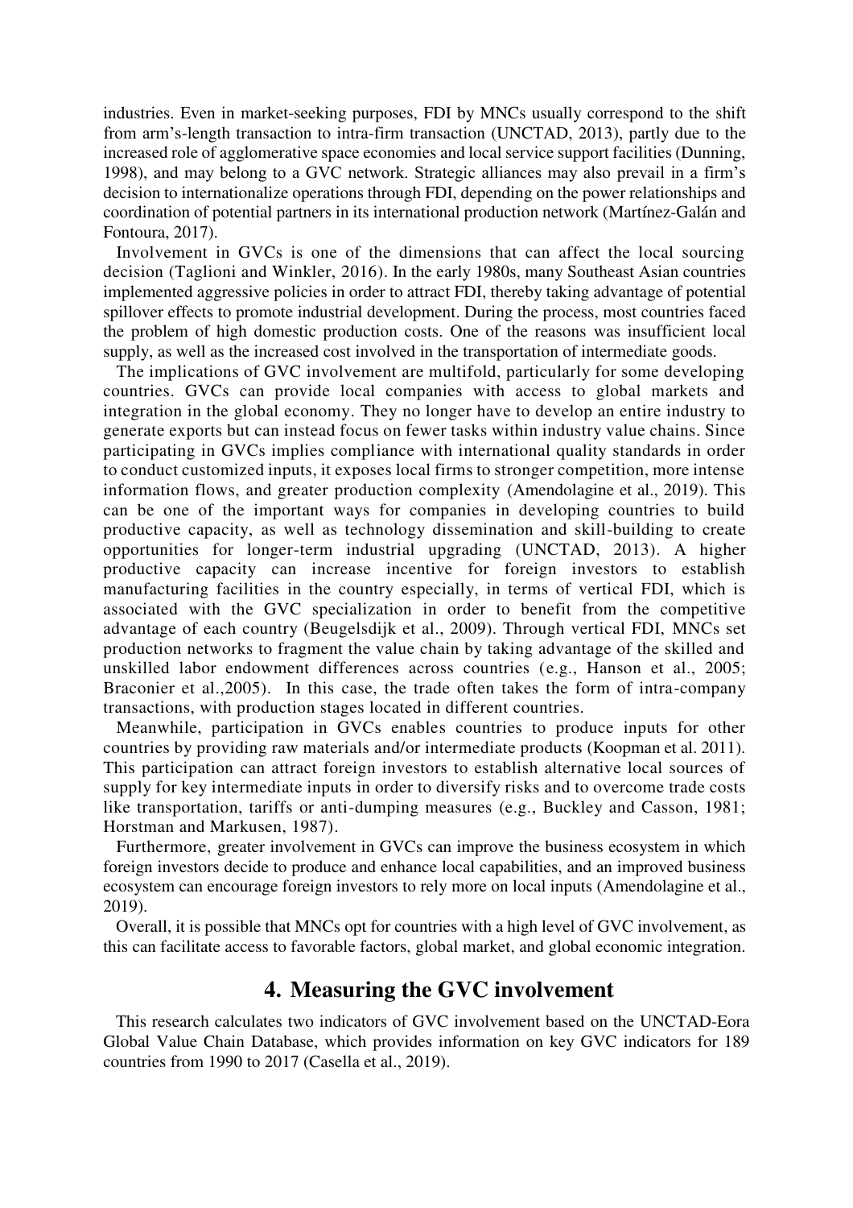industries. Even in market-seeking purposes, FDI by MNCs usually correspond to the shift from arm's-length transaction to intra-firm transaction (UNCTAD, 2013), partly due to the increased role of agglomerative space economies and local service support facilities (Dunning, 1998), and may belong to a GVC network. Strategic alliances may also prevail in a firm's decision to internationalize operations through FDI, depending on the power relationships and coordination of potential partners in its international production network (Martínez-Galán and Fontoura, 2017).

Involvement in GVCs is one of the dimensions that can affect the local sourcing decision (Taglioni and Winkler, 2016). In the early 1980s, many Southeast Asian countries implemented aggressive policies in order to attract FDI, thereby taking advantage of potential spillover effects to promote industrial development. During the process, most countries faced the problem of high domestic production costs. One of the reasons was insufficient local supply, as well as the increased cost involved in the transportation of intermediate goods.

The implications of GVC involvement are multifold, particularly for some developing countries. GVCs can provide local companies with access to global markets and integration in the global economy. They no longer have to develop an entire industry to generate exports but can instead focus on fewer tasks within industry value chains. Since participating in GVCs implies compliance with international quality standards in order to conduct customized inputs, it exposes local firms to stronger competition, more intense information flows, and greater production complexity (Amendolagine et al., 2019). This can be one of the important ways for companies in developing countries to build productive capacity, as well as technology dissemination and skill-building to create opportunities for longer-term industrial upgrading (UNCTAD, 2013). A higher productive capacity can increase incentive for foreign investors to establish manufacturing facilities in the country especially, in terms of vertical FDI, which is associated with the GVC specialization in order to benefit from the competitive advantage of each country (Beugelsdijk et al., 2009). Through vertical FDI, MNCs set production networks to fragment the value chain by taking advantage of the skilled and unskilled labor endowment differences across countries (e.g., Hanson et al., 2005; Braconier et al.,2005). In this case, the trade often takes the form of intra-company transactions, with production stages located in different countries.

Meanwhile, participation in GVCs enables countries to produce inputs for other countries by providing raw materials and/or intermediate products (Koopman et al. 2011). This participation can attract foreign investors to establish alternative local sources of supply for key intermediate inputs in order to diversify risks and to overcome trade costs like transportation, tariffs or anti-dumping measures (e.g., Buckley and Casson, 1981; Horstman and Markusen, 1987).

Furthermore, greater involvement in GVCs can improve the business ecosystem in which foreign investors decide to produce and enhance local capabilities, and an improved business ecosystem can encourage foreign investors to rely more on local inputs (Amendolagine et al., 2019).

Overall, it is possible that MNCs opt for countries with a high level of GVC involvement, as this can facilitate access to favorable factors, global market, and global economic integration.

## 4. Measuring the GVC involvement

This research calculates two indicators of GVC involvement based on the UNCTAD-Eora Global Value Chain Database, which provides information on key GVC indicators for 189 countries from 1990 to 2017 (Casella et al., 2019).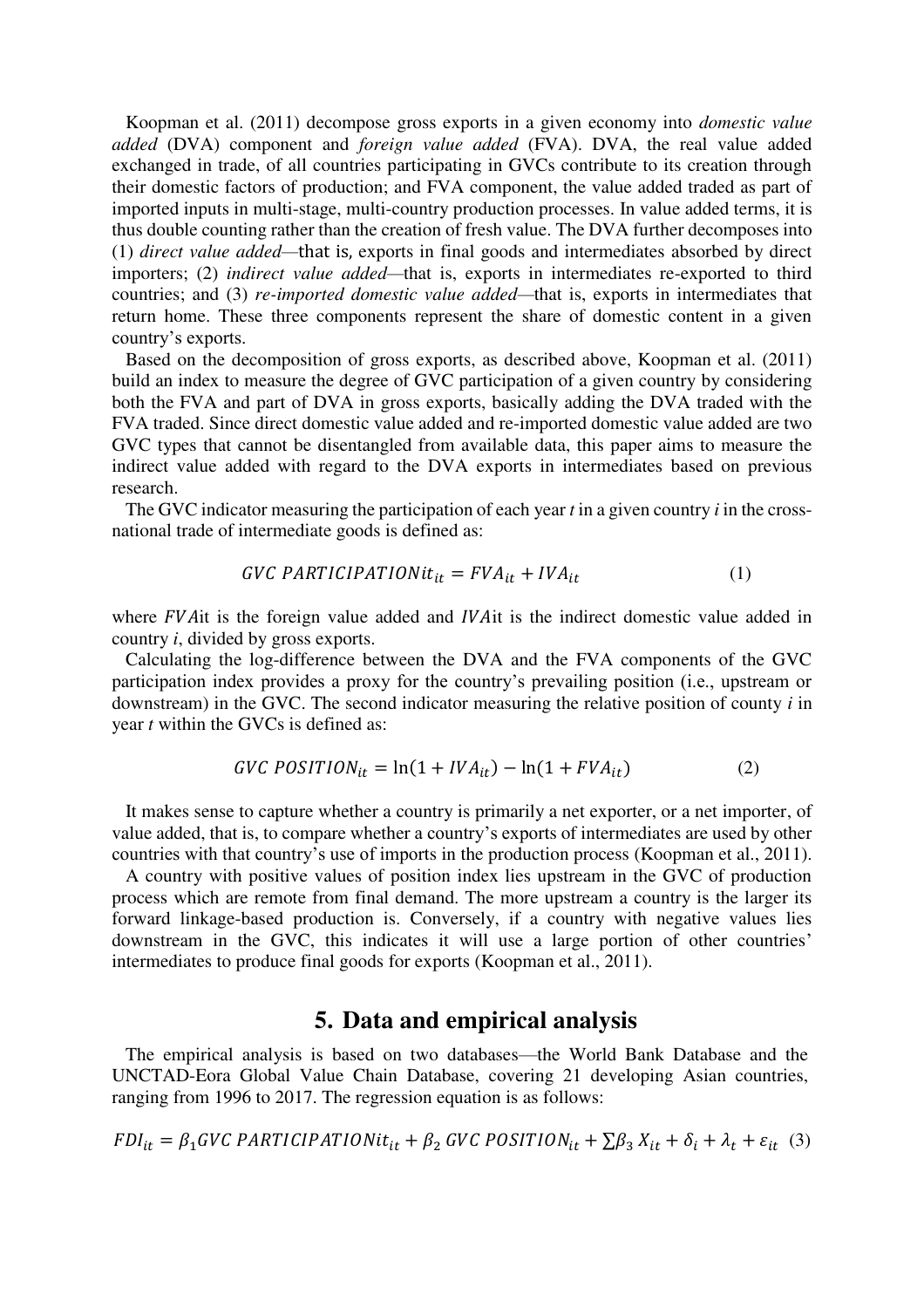Koopman et al. (2011) decompose gross exports in a given economy into *domestic value added* (DVA) component and *foreign value added* (FVA). DVA, the real value added exchanged in trade, of all countries participating in GVCs contribute to its creation through their domestic factors of production; and FVA component, the value added traded as part of imported inputs in multi-stage, multi-country production processes. In value added terms, it is thus double counting rather than the creation of fresh value. The DVA further decomposes into (1) *direct value added*—that is, exports in final goods and intermediates absorbed by direct importers; (2) *indirect value added*—that is, exports in intermediates re-exported to third countries; and (3) *re-imported domestic value added*—that is, exports in intermediates that return home. These three components represent the share of domestic content in a given country's exports.

Based on the decomposition of gross exports, as described above, Koopman et al. (2011) build an index to measure the degree of GVC participation of a given country by considering both the FVA and part of DVA in gross exports, basically adding the DVA traded with the FVA traded. Since direct domestic value added and re-imported domestic value added are two GVC types that cannot be disentangled from available data, this paper aims to measure the indirect value added with regard to the DVA exports in intermediates based on previous research.

The GVC indicator measuring the participation of each year *t* in a given country *i* in the cross-national trade of intermediate goods is defined as:

$$GVC\ PARTICIPATIONit_{it} = FVA_{it} + IVA_{it} \tag{1}$$

where $FVA$it is the foreign value added and $IVA$it is the indirect domestic value added in country *i*, divided by gross exports.

Calculating the log-difference between the DVA and the FVA components of the GVC participation index provides a proxy for the country's prevailing position (i.e., upstream or downstream) in the GVC. The second indicator measuring the relative position of county *i* in year *t* within the GVCs is defined as:

$$GVC\ POSITION_{it} = \ln(1 + IVA_{it}) - \ln(1 + FVA_{it}) \tag{2}$$

It makes sense to capture whether a country is primarily a net exporter, or a net importer, of value added, that is, to compare whether a country's exports of intermediates are used by other countries with that country's use of imports in the production process (Koopman et al., 2011).

A country with positive values of position index lies upstream in the GVC of production process which are remote from final demand. The more upstream a country is the larger its forward linkage-based production is. Conversely, if a country with negative values lies downstream in the GVC, this indicates it will use a large portion of other countries' intermediates to produce final goods for exports (Koopman et al., 2011).

## 5. Data and empirical analysis

The empirical analysis is based on two databases—the World Bank Database and the UNCTAD-Eora Global Value Chain Database, covering 21 developing Asian countries, ranging from 1996 to 2017. The regression equation is as follows:

$$FDI_{it} = \beta_1 GVC\ PARTICIPATIONit_{it} + \beta_2\ GVC\ POSITION_{it} + \sum\beta_3\ X_{it} + \delta_i + \lambda_t + \varepsilon_{it} \tag{3}$$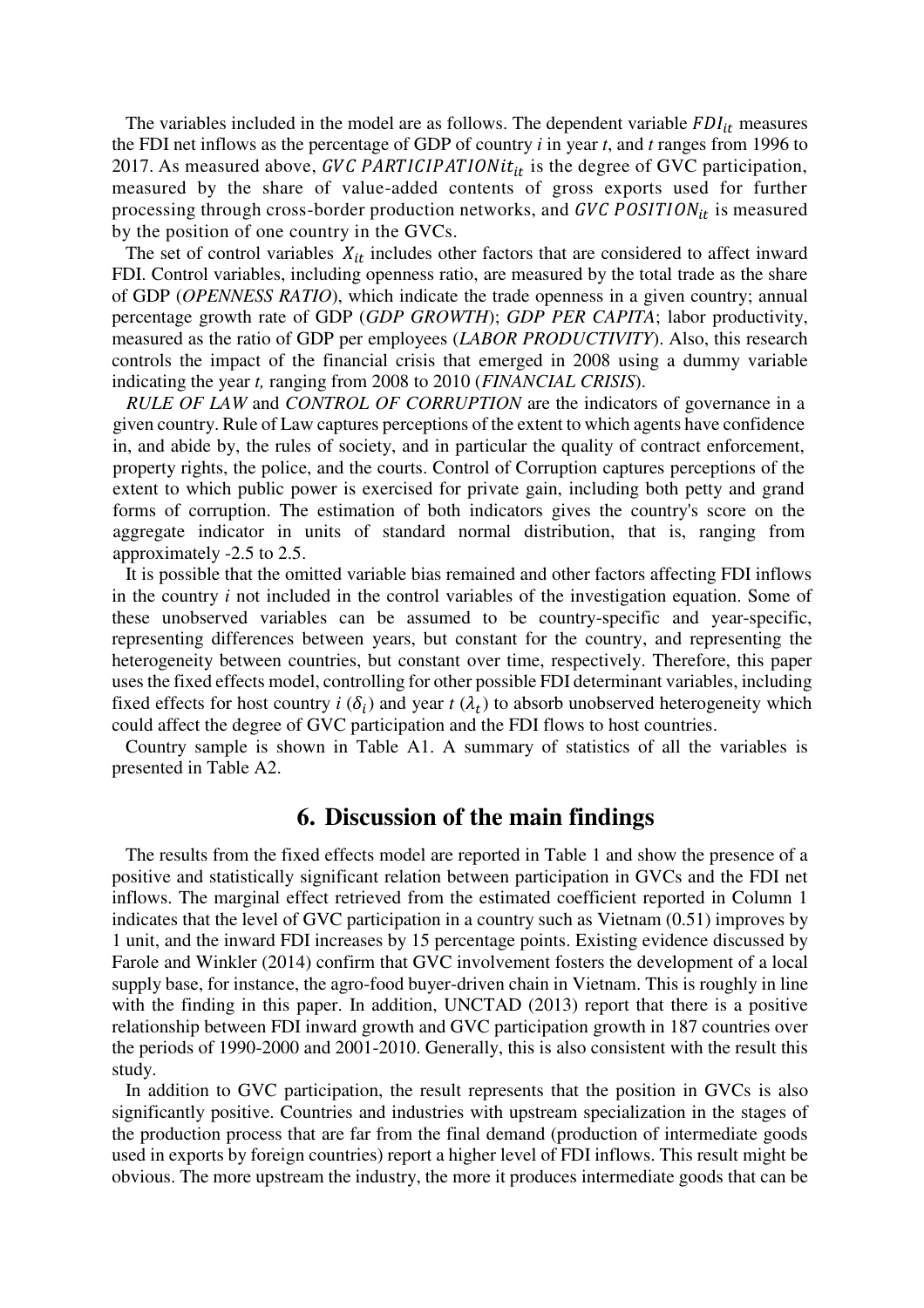The variables included in the model are as follows. The dependent variable $FDI_{it}$ measures the FDI net inflows as the percentage of GDP of country *i* in year *t*, and *t* ranges from 1996 to 2017. As measured above, $GVC\ PARTICIPATIONit_{it}$ is the degree of GVC participation, measured by the share of value-added contents of gross exports used for further processing through cross-border production networks, and $GVC\ POSITION_{it}$ is measured by the position of one country in the GVCs.

The set of control variables $X_{it}$ includes other factors that are considered to affect inward FDI. Control variables, including openness ratio, are measured by the total trade as the share of GDP (*OPENNESS RATIO*), which indicate the trade openness in a given country; annual percentage growth rate of GDP (*GDP GROWTH*); *GDP PER CAPITA*; labor productivity, measured as the ratio of GDP per employees (*LABOR PRODUCTIVITY*). Also, this research controls the impact of the financial crisis that emerged in 2008 using a dummy variable indicating the year *t,* ranging from 2008 to 2010 (*FINANCIAL CRISIS*).

*RULE OF LAW* and *CONTROL OF CORRUPTION* are the indicators of governance in a given country. Rule of Law captures perceptions of the extent to which agents have confidence in, and abide by, the rules of society, and in particular the quality of contract enforcement, property rights, the police, and the courts. Control of Corruption captures perceptions of the extent to which public power is exercised for private gain, including both petty and grand forms of corruption. The estimation of both indicators gives the country's score on the aggregate indicator in units of standard normal distribution, that is, ranging from approximately -2.5 to 2.5.

It is possible that the omitted variable bias remained and other factors affecting FDI inflows in the country *i* not included in the control variables of the investigation equation. Some of these unobserved variables can be assumed to be country-specific and year-specific, representing differences between years, but constant for the country, and representing the heterogeneity between countries, but constant over time, respectively. Therefore, this paper uses the fixed effects model, controlling for other possible FDI determinant variables, including fixed effects for host country *i* ($\delta_i$) and year *t* ($\lambda_t$) to absorb unobserved heterogeneity which could affect the degree of GVC participation and the FDI flows to host countries.

Country sample is shown in Table A1. A summary of statistics of all the variables is presented in Table A2.

## 6. Discussion of the main findings

The results from the fixed effects model are reported in Table 1 and show the presence of a positive and statistically significant relation between participation in GVCs and the FDI net inflows. The marginal effect retrieved from the estimated coefficient reported in Column 1 indicates that the level of GVC participation in a country such as Vietnam (0.51) improves by 1 unit, and the inward FDI increases by 15 percentage points. Existing evidence discussed by Farole and Winkler (2014) confirm that GVC involvement fosters the development of a local supply base, for instance, the agro-food buyer-driven chain in Vietnam. This is roughly in line with the finding in this paper. In addition, UNCTAD (2013) report that there is a positive relationship between FDI inward growth and GVC participation growth in 187 countries over the periods of 1990-2000 and 2001-2010. Generally, this is also consistent with the result this study.

In addition to GVC participation, the result represents that the position in GVCs is also significantly positive. Countries and industries with upstream specialization in the stages of the production process that are far from the final demand (production of intermediate goods used in exports by foreign countries) report a higher level of FDI inflows. This result might be obvious. The more upstream the industry, the more it produces intermediate goods that can be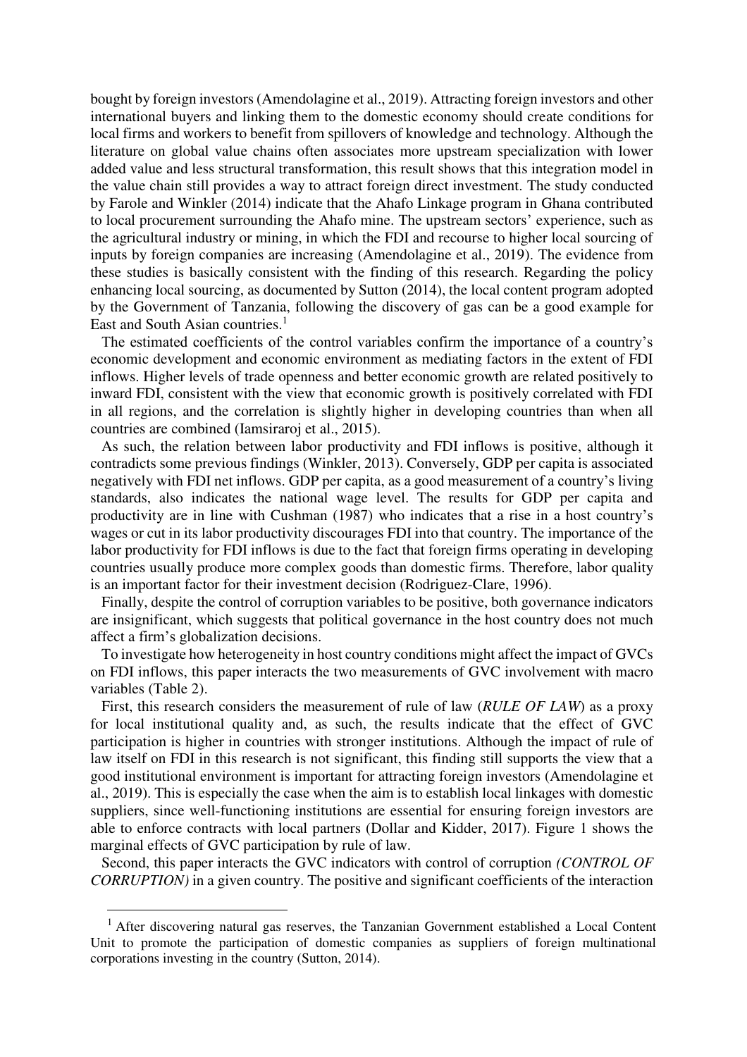bought by foreign investors (Amendolagine et al., 2019). Attracting foreign investors and other international buyers and linking them to the domestic economy should create conditions for local firms and workers to benefit from spillovers of knowledge and technology. Although the literature on global value chains often associates more upstream specialization with lower added value and less structural transformation, this result shows that this integration model in the value chain still provides a way to attract foreign direct investment. The study conducted by Farole and Winkler (2014) indicate that the Ahafo Linkage program in Ghana contributed to local procurement surrounding the Ahafo mine. The upstream sectors' experience, such as the agricultural industry or mining, in which the FDI and recourse to higher local sourcing of inputs by foreign companies are increasing (Amendolagine et al., 2019). The evidence from these studies is basically consistent with the finding of this research. Regarding the policy enhancing local sourcing, as documented by Sutton (2014), the local content program adopted by the Government of Tanzania, following the discovery of gas can be a good example for East and South Asian countries.[1]

The estimated coefficients of the control variables confirm the importance of a country's economic development and economic environment as mediating factors in the extent of FDI inflows. Higher levels of trade openness and better economic growth are related positively to inward FDI, consistent with the view that economic growth is positively correlated with FDI in all regions, and the correlation is slightly higher in developing countries than when all countries are combined (Iamsiraroj et al., 2015).

As such, the relation between labor productivity and FDI inflows is positive, although it contradicts some previous findings (Winkler, 2013). Conversely, GDP per capita is associated negatively with FDI net inflows. GDP per capita, as a good measurement of a country's living standards, also indicates the national wage level. The results for GDP per capita and productivity are in line with Cushman (1987) who indicates that a rise in a host country's wages or cut in its labor productivity discourages FDI into that country. The importance of the labor productivity for FDI inflows is due to the fact that foreign firms operating in developing countries usually produce more complex goods than domestic firms. Therefore, labor quality is an important factor for their investment decision (Rodriguez-Clare, 1996).

Finally, despite the control of corruption variables to be positive, both governance indicators are insignificant, which suggests that political governance in the host country does not much affect a firm's globalization decisions.

To investigate how heterogeneity in host country conditions might affect the impact of GVCs on FDI inflows, this paper interacts the two measurements of GVC involvement with macro variables (Table 2).

First, this research considers the measurement of rule of law (*RULE OF LAW*) as a proxy for local institutional quality and, as such, the results indicate that the effect of GVC participation is higher in countries with stronger institutions. Although the impact of rule of law itself on FDI in this research is not significant, this finding still supports the view that a good institutional environment is important for attracting foreign investors (Amendolagine et al., 2019). This is especially the case when the aim is to establish local linkages with domestic suppliers, since well-functioning institutions are essential for ensuring foreign investors are able to enforce contracts with local partners (Dollar and Kidder, 2017). Figure 1 shows the marginal effects of GVC participation by rule of law.

Second, this paper interacts the GVC indicators with control of corruption *(CONTROL OF CORRUPTION)* in a given country. The positive and significant coefficients of the interaction

[1] After discovering natural gas reserves, the Tanzanian Government established a Local Content Unit to promote the participation of domestic companies as suppliers of foreign multinational corporations investing in the country (Sutton, 2014).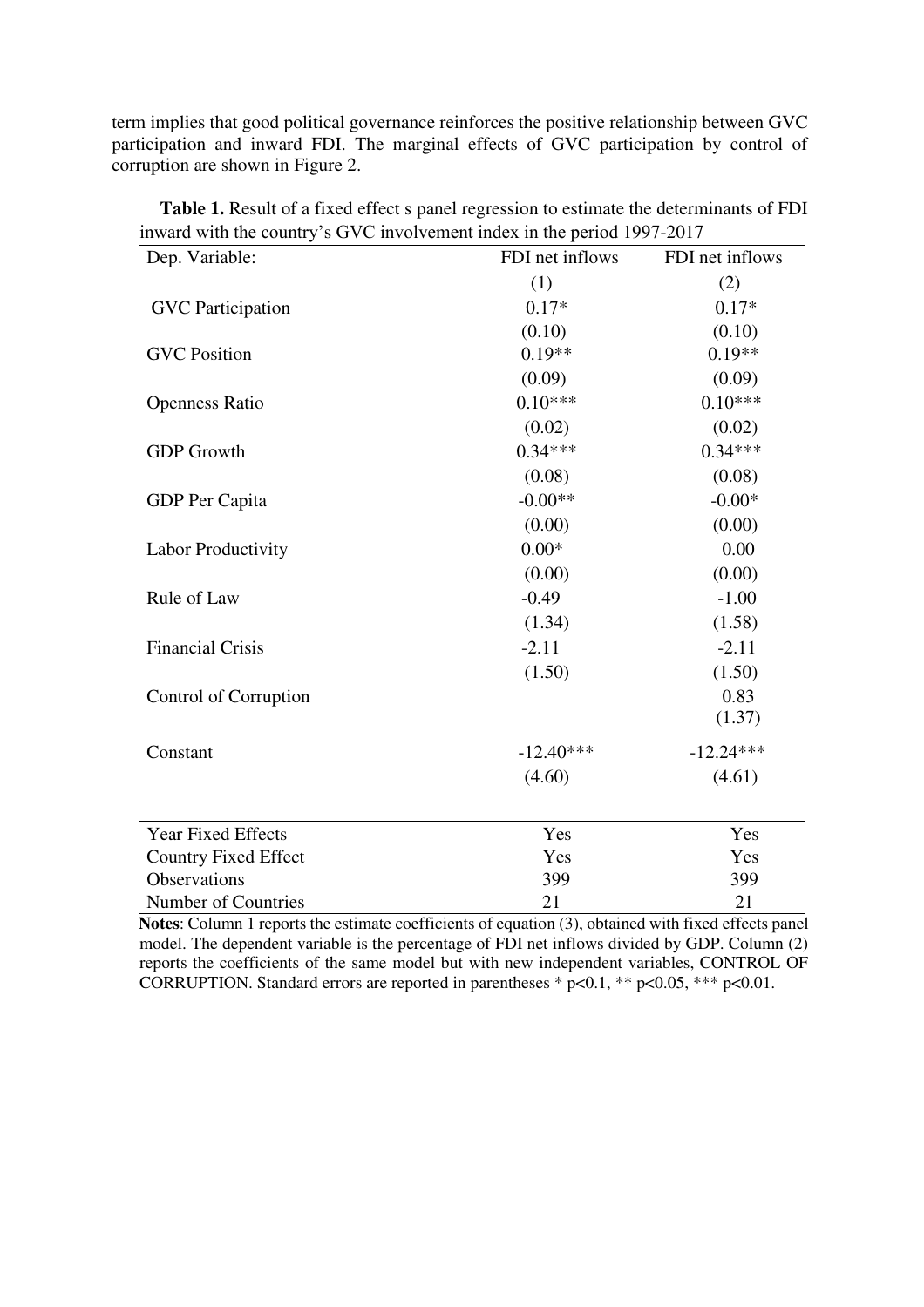term implies that good political governance reinforces the positive relationship between GVC participation and inward FDI. The marginal effects of GVC participation by control of corruption are shown in Figure 2.

**Table 1.** Result of a fixed effect s panel regression to estimate the determinants of FDI inward with the country's GVC involvement index in the period 1997-2017

| Dep. Variable: | FDI net inflows | FDI net inflows |
|---|---|---|
| | (1) | (2) |
| GVC Participation | 0.17* | 0.17* |
| | (0.10) | (0.10) |
| GVC Position | 0.19** | 0.19** |
| | (0.09) | (0.09) |
| Openness Ratio | 0.10*** | 0.10*** |
| | (0.02) | (0.02) |
| GDP Growth | 0.34*** | 0.34*** |
| | (0.08) | (0.08) |
| GDP Per Capita | -0.00** | -0.00* |
| | (0.00) | (0.00) |
| Labor Productivity | 0.00* | 0.00 |
| | (0.00) | (0.00) |
| Rule of Law | -0.49 | -1.00 |
| | (1.34) | (1.58) |
| Financial Crisis | -2.11 | -2.11 |
| | (1.50) | (1.50) |
| Control of Corruption | | 0.83 |
| | | (1.37) |
| Constant | -12.40*** | -12.24*** |
| | (4.60) | (4.61) |
| Year Fixed Effects | Yes | Yes |
| Country Fixed Effect | Yes | Yes |
| Observations | 399 | 399 |
| Number of Countries | 21 | 21 |

**Notes**: Column 1 reports the estimate coefficients of equation (3), obtained with fixed effects panel model. The dependent variable is the percentage of FDI net inflows divided by GDP. Column (2) reports the coefficients of the same model but with new independent variables, CONTROL OF CORRUPTION. Standard errors are reported in parentheses * $p<0.1$, ** $p<0.05$, *** $p<0.01$.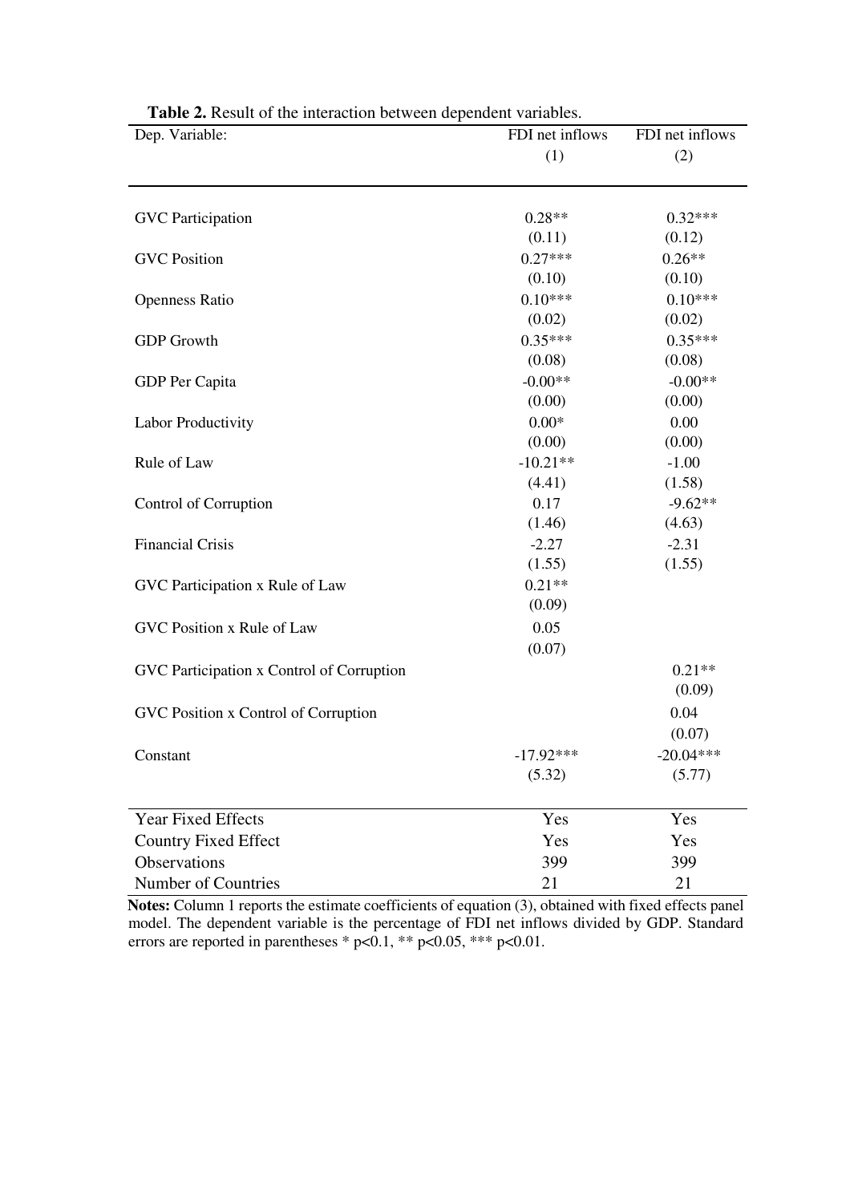**Table 2.** Result of the interaction between dependent variables.

| Dep. Variable: | FDI net inflows | FDI net inflows |
|---|---|---|
| | (1) | (2) |
| GVC Participation | 0.28** | 0.32*** |
| | (0.11) | (0.12) |
| GVC Position | 0.27*** | 0.26** |
| | (0.10) | (0.10) |
| Openness Ratio | 0.10*** | 0.10*** |
| | (0.02) | (0.02) |
| GDP Growth | 0.35*** | 0.35*** |
| | (0.08) | (0.08) |
| GDP Per Capita | -0.00** | -0.00** |
| | (0.00) | (0.00) |
| Labor Productivity | 0.00* | 0.00 |
| | (0.00) | (0.00) |
| Rule of Law | -10.21** | -1.00 |
| | (4.41) | (1.58) |
| Control of Corruption | 0.17 | -9.62** |
| | (1.46) | (4.63) |
| Financial Crisis | -2.27 | -2.31 |
| | (1.55) | (1.55) |
| GVC Participation x Rule of Law | 0.21** | |
| | (0.09) | |
| GVC Position x Rule of Law | 0.05 | |
| | (0.07) | |
| GVC Participation x Control of Corruption | | 0.21** |
| | | (0.09) |
| GVC Position x Control of Corruption | | 0.04 |
| | | (0.07) |
| Constant | -17.92*** | -20.04*** |
| | (5.32) | (5.77) |
| Year Fixed Effects | Yes | Yes |
| Country Fixed Effect | Yes | Yes |
| Observations | 399 | 399 |
| Number of Countries | 21 | 21 |

**Notes:** Column 1 reports the estimate coefficients of equation (3), obtained with fixed effects panel model. The dependent variable is the percentage of FDI net inflows divided by GDP. Standard errors are reported in parentheses * $p<0.1$, ** $p<0.05$, *** $p<0.01$.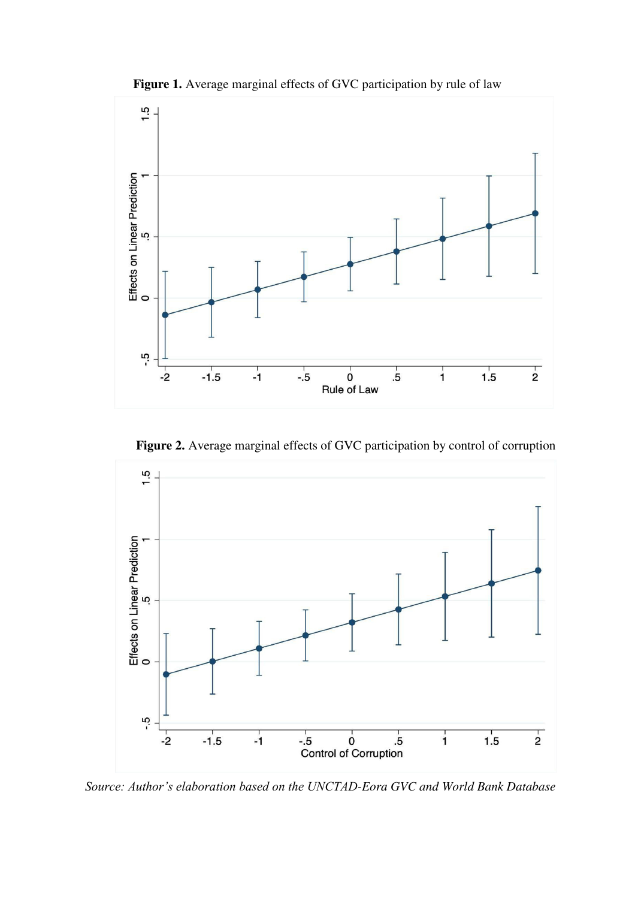**Figure 1.** Average marginal effects of GVC participation by rule of law

**Figure 2.** Average marginal effects of GVC participation by control of corruption

*Source: Author's elaboration based on the UNCTAD-Eora GVC and World Bank Database*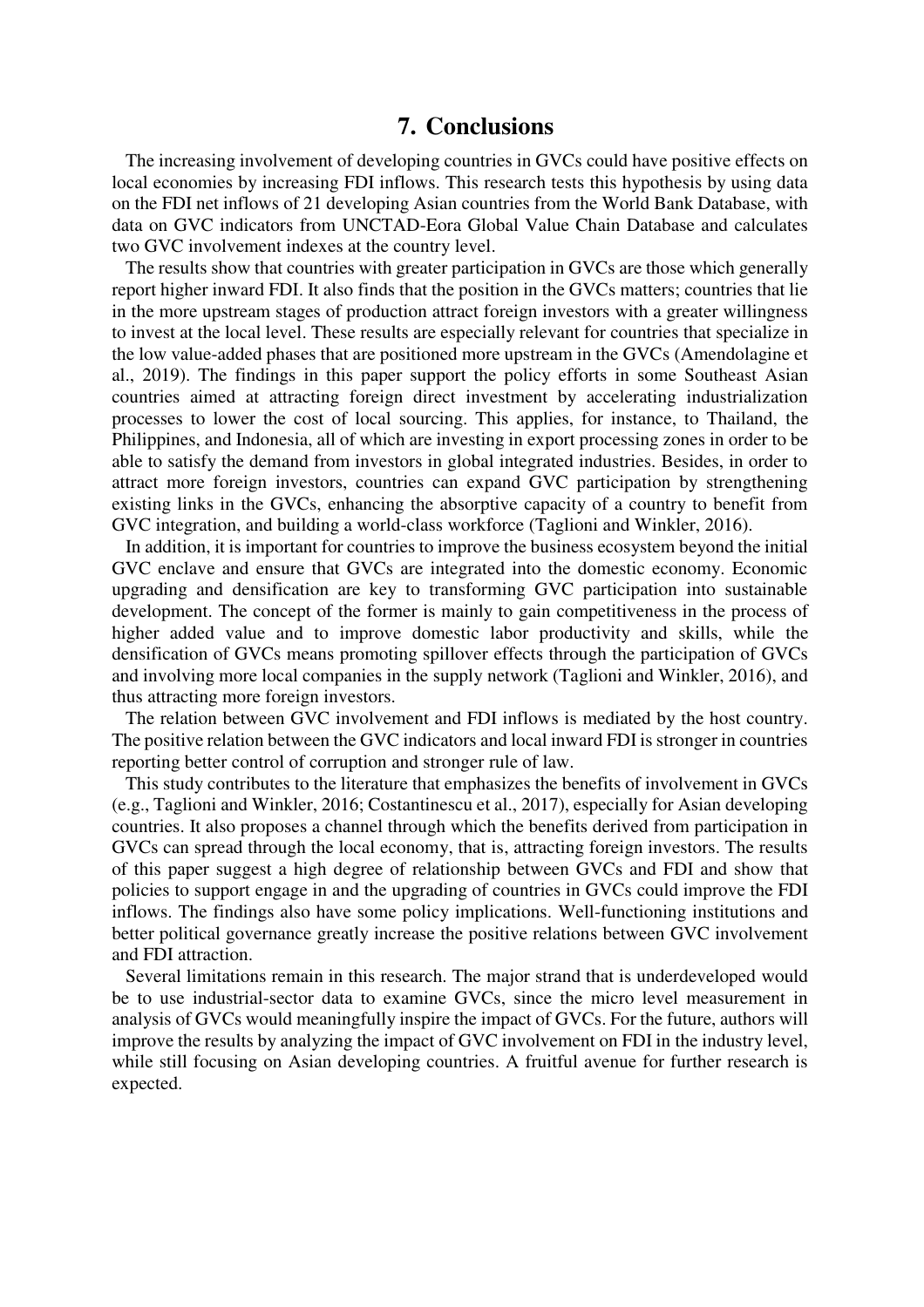# 7. Conclusions

The increasing involvement of developing countries in GVCs could have positive effects on local economies by increasing FDI inflows. This research tests this hypothesis by using data on the FDI net inflows of 21 developing Asian countries from the World Bank Database, with data on GVC indicators from UNCTAD-Eora Global Value Chain Database and calculates two GVC involvement indexes at the country level.

The results show that countries with greater participation in GVCs are those which generally report higher inward FDI. It also finds that the position in the GVCs matters; countries that lie in the more upstream stages of production attract foreign investors with a greater willingness to invest at the local level. These results are especially relevant for countries that specialize in the low value-added phases that are positioned more upstream in the GVCs (Amendolagine et al., 2019). The findings in this paper support the policy efforts in some Southeast Asian countries aimed at attracting foreign direct investment by accelerating industrialization processes to lower the cost of local sourcing. This applies, for instance, to Thailand, the Philippines, and Indonesia, all of which are investing in export processing zones in order to be able to satisfy the demand from investors in global integrated industries. Besides, in order to attract more foreign investors, countries can expand GVC participation by strengthening existing links in the GVCs, enhancing the absorptive capacity of a country to benefit from GVC integration, and building a world-class workforce (Taglioni and Winkler, 2016).

In addition, it is important for countries to improve the business ecosystem beyond the initial GVC enclave and ensure that GVCs are integrated into the domestic economy. Economic upgrading and densification are key to transforming GVC participation into sustainable development. The concept of the former is mainly to gain competitiveness in the process of higher added value and to improve domestic labor productivity and skills, while the densification of GVCs means promoting spillover effects through the participation of GVCs and involving more local companies in the supply network (Taglioni and Winkler, 2016), and thus attracting more foreign investors.

The relation between GVC involvement and FDI inflows is mediated by the host country. The positive relation between the GVC indicators and local inward FDI is stronger in countries reporting better control of corruption and stronger rule of law.

This study contributes to the literature that emphasizes the benefits of involvement in GVCs (e.g., Taglioni and Winkler, 2016; Costantinescu et al., 2017), especially for Asian developing countries. It also proposes a channel through which the benefits derived from participation in GVCs can spread through the local economy, that is, attracting foreign investors. The results of this paper suggest a high degree of relationship between GVCs and FDI and show that policies to support engage in and the upgrading of countries in GVCs could improve the FDI inflows. The findings also have some policy implications. Well-functioning institutions and better political governance greatly increase the positive relations between GVC involvement and FDI attraction.

Several limitations remain in this research. The major strand that is underdeveloped would be to use industrial-sector data to examine GVCs, since the micro level measurement in analysis of GVCs would meaningfully inspire the impact of GVCs. For the future, authors will improve the results by analyzing the impact of GVC involvement on FDI in the industry level, while still focusing on Asian developing countries. A fruitful avenue for further research is expected.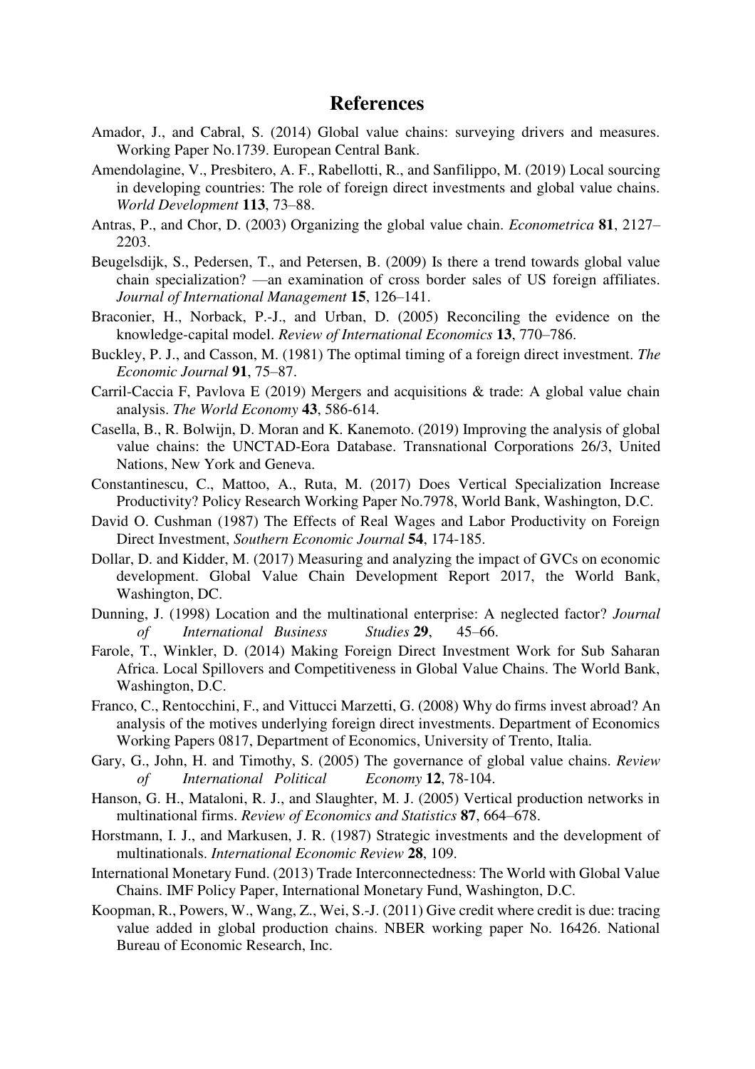# References

Amador, J., and Cabral, S. (2014) Global value chains: surveying drivers and measures. Working Paper No.1739. European Central Bank.

Amendolagine, V., Presbitero, A. F., Rabellotti, R., and Sanfilippo, M. (2019) Local sourcing in developing countries: The role of foreign direct investments and global value chains. *World Development* **113**, 73–88.

Antras, P., and Chor, D. (2003) Organizing the global value chain. *Econometrica* **81**, 2127–2203.

Beugelsdijk, S., Pedersen, T., and Petersen, B. (2009) Is there a trend towards global value chain specialization? —an examination of cross border sales of US foreign affiliates. *Journal of International Management* **15**, 126–141.

Braconier, H., Norback, P.-J., and Urban, D. (2005) Reconciling the evidence on the knowledge-capital model. *Review of International Economics* **13**, 770–786.

Buckley, P. J., and Casson, M. (1981) The optimal timing of a foreign direct investment. *The Economic Journal* **91**, 75–87.

Carril-Caccia F, Pavlova E (2019) Mergers and acquisitions & trade: A global value chain analysis. *The World Economy* **43**, 586-614.

Casella, B., R. Bolwijn, D. Moran and K. Kanemoto. (2019) Improving the analysis of global value chains: the UNCTAD-Eora Database. Transnational Corporations 26/3, United Nations, New York and Geneva.

Constantinescu, C., Mattoo, A., Ruta, M. (2017) Does Vertical Specialization Increase Productivity? Policy Research Working Paper No.7978, World Bank, Washington, D.C.

David O. Cushman (1987) The Effects of Real Wages and Labor Productivity on Foreign Direct Investment, *Southern Economic Journal* **54**, 174-185.

Dollar, D. and Kidder, M. (2017) Measuring and analyzing the impact of GVCs on economic development. Global Value Chain Development Report 2017, the World Bank, Washington, DC.

Dunning, J. (1998) Location and the multinational enterprise: A neglected factor? *Journal of International Business Studies* **29**, 45–66.

Farole, T., Winkler, D. (2014) Making Foreign Direct Investment Work for Sub Saharan Africa. Local Spillovers and Competitiveness in Global Value Chains. The World Bank, Washington, D.C.

Franco, C., Rentocchini, F., and Vittucci Marzetti, G. (2008) Why do firms invest abroad? An analysis of the motives underlying foreign direct investments. Department of Economics Working Papers 0817, Department of Economics, University of Trento, Italia.

Gary, G., John, H. and Timothy, S. (2005) The governance of global value chains. *Review of International Political Economy* **12**, 78-104.

Hanson, G. H., Mataloni, R. J., and Slaughter, M. J. (2005) Vertical production networks in multinational firms. *Review of Economics and Statistics* **87**, 664–678.

Horstmann, I. J., and Markusen, J. R. (1987) Strategic investments and the development of multinationals. *International Economic Review* **28**, 109.

International Monetary Fund. (2013) Trade Interconnectedness: The World with Global Value Chains. IMF Policy Paper, International Monetary Fund, Washington, D.C.

Koopman, R., Powers, W., Wang, Z., Wei, S.-J. (2011) Give credit where credit is due: tracing value added in global production chains. NBER working paper No. 16426. National Bureau of Economic Research, Inc.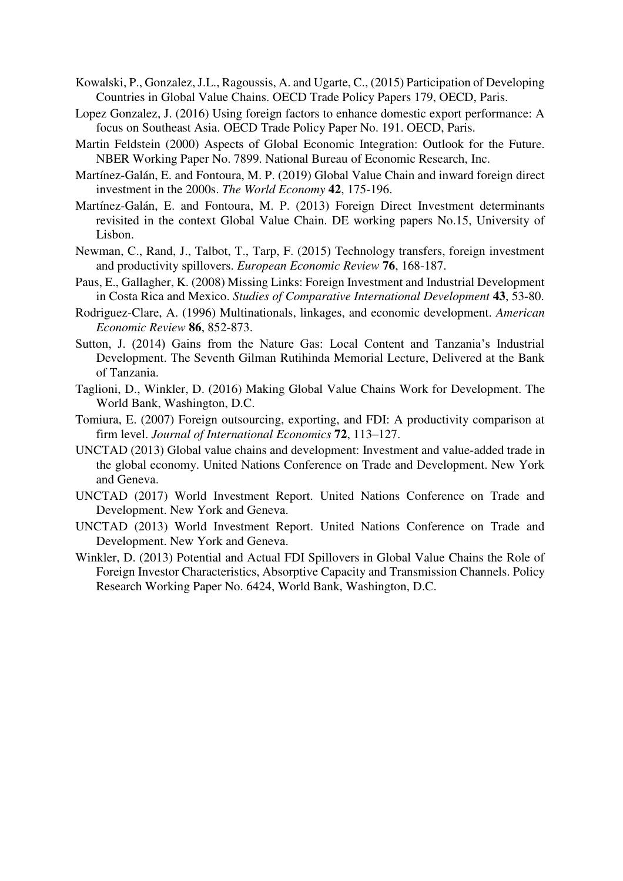Kowalski, P., Gonzalez, J.L., Ragoussis, A. and Ugarte, C., (2015) Participation of Developing Countries in Global Value Chains. OECD Trade Policy Papers 179, OECD, Paris.

Lopez Gonzalez, J. (2016) Using foreign factors to enhance domestic export performance: A focus on Southeast Asia. OECD Trade Policy Paper No. 191. OECD, Paris.

Martin Feldstein (2000) Aspects of Global Economic Integration: Outlook for the Future. NBER Working Paper No. 7899. National Bureau of Economic Research, Inc.

Martínez-Galán, E. and Fontoura, M. P. (2019) Global Value Chain and inward foreign direct investment in the 2000s. *The World Economy* **42**, 175-196.

Martínez-Galán, E. and Fontoura, M. P. (2013) Foreign Direct Investment determinants revisited in the context Global Value Chain. DE working papers No.15, University of Lisbon.

Newman, C., Rand, J., Talbot, T., Tarp, F. (2015) Technology transfers, foreign investment and productivity spillovers. *European Economic Review* **76**, 168-187.

Paus, E., Gallagher, K. (2008) Missing Links: Foreign Investment and Industrial Development in Costa Rica and Mexico. *Studies of Comparative International Development* **43**, 53-80.

Rodriguez-Clare, A. (1996) Multinationals, linkages, and economic development. *American Economic Review* **86**, 852-873.

Sutton, J. (2014) Gains from the Nature Gas: Local Content and Tanzania's Industrial Development. The Seventh Gilman Rutihinda Memorial Lecture, Delivered at the Bank of Tanzania.

Taglioni, D., Winkler, D. (2016) Making Global Value Chains Work for Development. The World Bank, Washington, D.C.

Tomiura, E. (2007) Foreign outsourcing, exporting, and FDI: A productivity comparison at firm level. *Journal of International Economics* **72**, 113–127.

UNCTAD (2013) Global value chains and development: Investment and value-added trade in the global economy. United Nations Conference on Trade and Development. New York and Geneva.

UNCTAD (2017) World Investment Report. United Nations Conference on Trade and Development. New York and Geneva.

UNCTAD (2013) World Investment Report. United Nations Conference on Trade and Development. New York and Geneva.

Winkler, D. (2013) Potential and Actual FDI Spillovers in Global Value Chains the Role of Foreign Investor Characteristics, Absorptive Capacity and Transmission Channels. Policy Research Working Paper No. 6424, World Bank, Washington, D.C.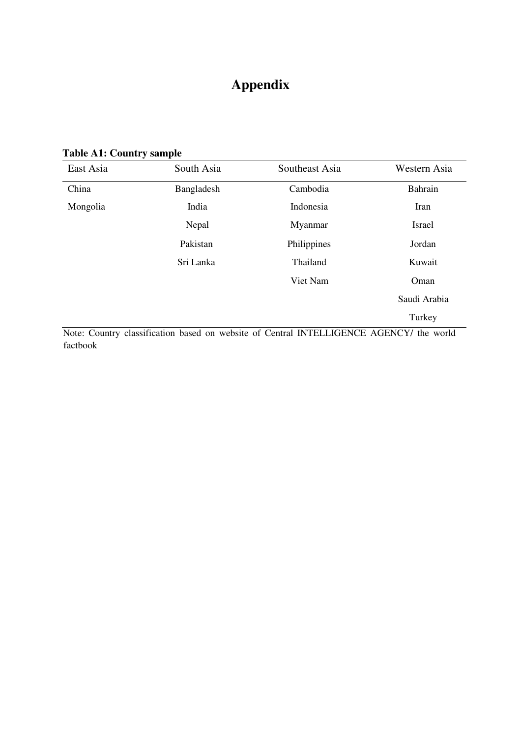# Appendix

**Table A1: Country sample**

| East Asia | South Asia | Southeast Asia | Western Asia |
|---|---|---|---|
| China | Bangladesh | Cambodia | Bahrain |
| Mongolia | India | Indonesia | Iran |
| | Nepal | Myanmar | Israel |
| | Pakistan | Philippines | Jordan |
| | Sri Lanka | Thailand | Kuwait |
| | | Viet Nam | Oman |
| | | | Saudi Arabia |
| | | | Turkey |

Note: Country classification based on website of Central INTELLIGENCE AGENCY/ the world factbook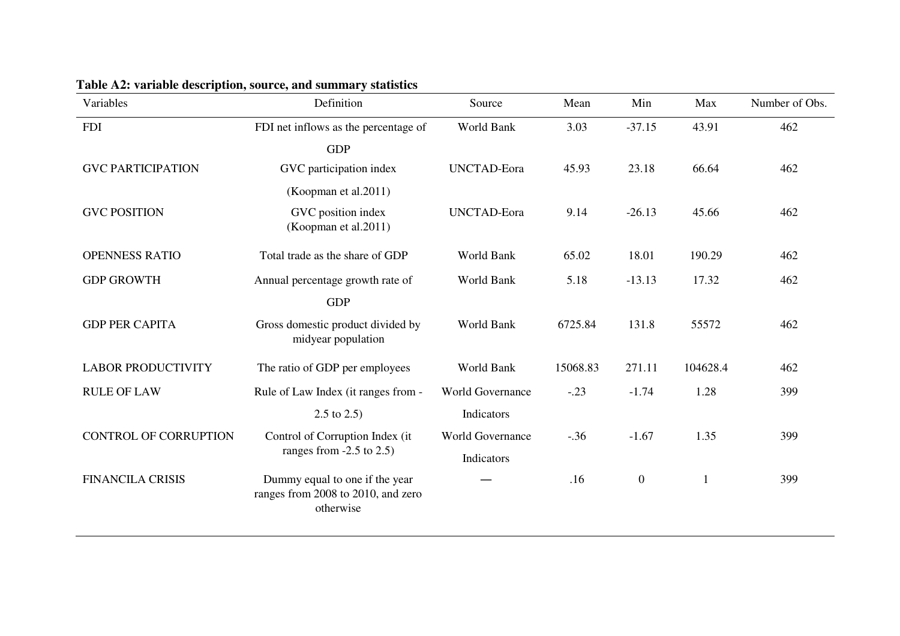**Table A2: variable description, source, and summary statistics**

| Variables | Definition | Source | Mean | Min | Max | Number of Obs. |
|---|---|---|---|---|---|---|
| FDI | FDI net inflows as the percentage of GDP | World Bank | 3.03 | -37.15 | 43.91 | 462 |
| GVC PARTICIPATION | GVC participation index (Koopman et al.2011) | UNCTAD-Eora | 45.93 | 23.18 | 66.64 | 462 |
| GVC POSITION | GVC position index (Koopman et al.2011) | UNCTAD-Eora | 9.14 | -26.13 | 45.66 | 462 |
| OPENNESS RATIO | Total trade as the share of GDP | World Bank | 65.02 | 18.01 | 190.29 | 462 |
| GDP GROWTH | Annual percentage growth rate of GDP | World Bank | 5.18 | -13.13 | 17.32 | 462 |
| GDP PER CAPITA | Gross domestic product divided by midyear population | World Bank | 6725.84 | 131.8 | 55572 | 462 |
| LABOR PRODUCTIVITY | The ratio of GDP per employees | World Bank | 15068.83 | 271.11 | 104628.4 | 462 |
| RULE OF LAW | Rule of Law Index (it ranges from -2.5 to 2.5) | World Governance Indicators | -.23 | -1.74 | 1.28 | 399 |
| CONTROL OF CORRUPTION | Control of Corruption Index (it ranges from -2.5 to 2.5) | World Governance Indicators | -.36 | -1.67 | 1.35 | 399 |
| FINANCILA CRISIS | Dummy equal to one if the year ranges from 2008 to 2010, and zero otherwise | — | .16 | 0 | 1 | 399 |